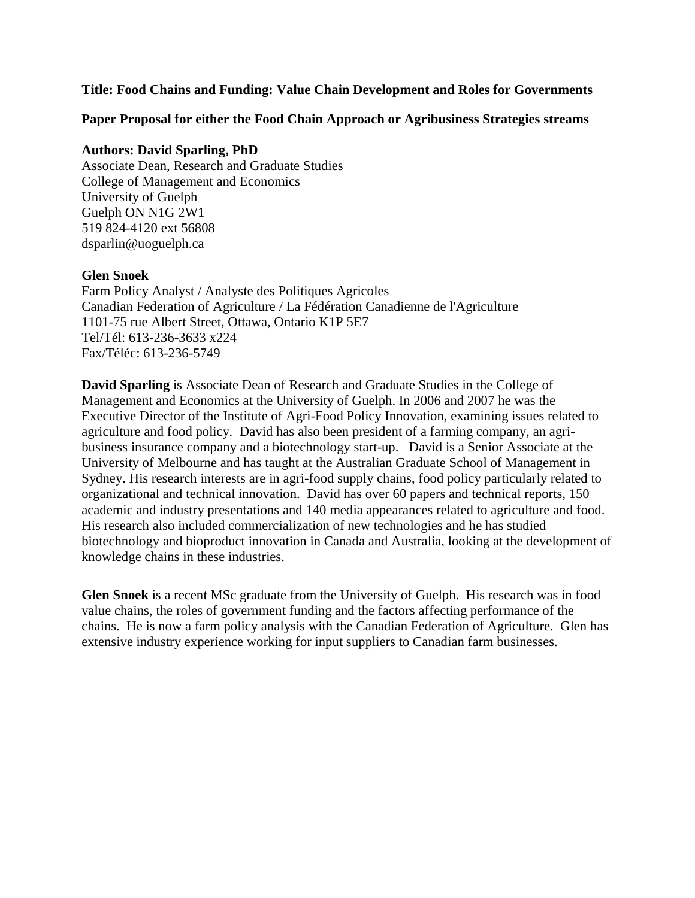**Title: Food Chains and Funding: Value Chain Development and Roles for Governments**

**Paper Proposal for either the Food Chain Approach or Agribusiness Strategies streams**

**Authors: David Sparling, PhD**
Associate Dean, Research and Graduate Studies
College of Management and Economics
University of Guelph
Guelph ON N1G 2W1
519 824-4120 ext 56808
dsparlin@uoguelph.ca

**Glen Snoek**
Farm Policy Analyst / Analyste des Politiques Agricoles
Canadian Federation of Agriculture / La Fédération Canadienne de l'Agriculture
1101-75 rue Albert Street, Ottawa, Ontario K1P 5E7
Tel/Tél: 613-236-3633 x224
Fax/Téléc: 613-236-5749

**David Sparling** is Associate Dean of Research and Graduate Studies in the College of Management and Economics at the University of Guelph. In 2006 and 2007 he was the Executive Director of the Institute of Agri-Food Policy Innovation, examining issues related to agriculture and food policy. David has also been president of a farming company, an agri-business insurance company and a biotechnology start-up. David is a Senior Associate at the University of Melbourne and has taught at the Australian Graduate School of Management in Sydney. His research interests are in agri-food supply chains, food policy particularly related to organizational and technical innovation. David has over 60 papers and technical reports, 150 academic and industry presentations and 140 media appearances related to agriculture and food. His research also included commercialization of new technologies and he has studied biotechnology and bioproduct innovation in Canada and Australia, looking at the development of knowledge chains in these industries.

**Glen Snoek** is a recent MSc graduate from the University of Guelph. His research was in food value chains, the roles of government funding and the factors affecting performance of the chains. He is now a farm policy analysis with the Canadian Federation of Agriculture. Glen has extensive industry experience working for input suppliers to Canadian farm businesses.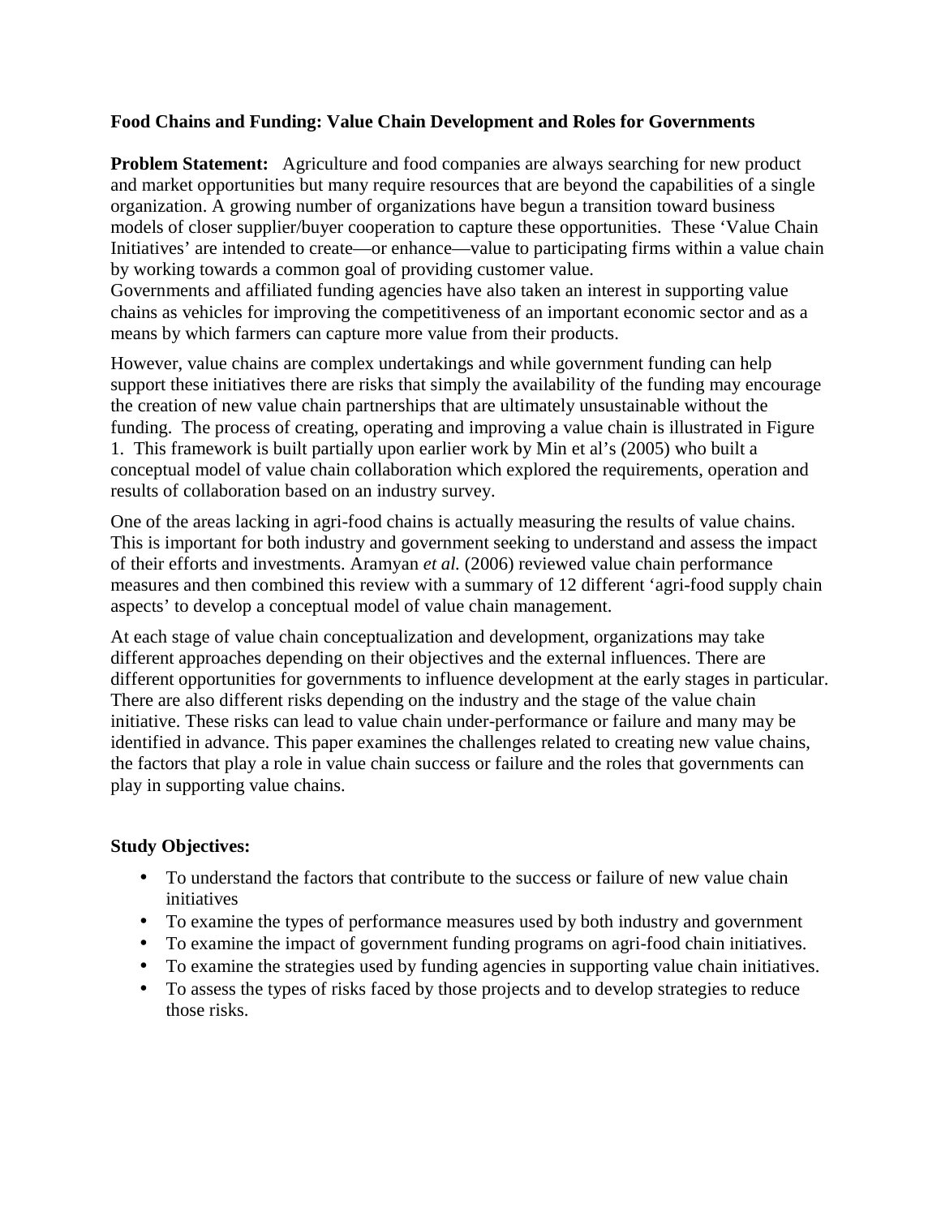**Food Chains and Funding: Value Chain Development and Roles for Governments**

**Problem Statement:** Agriculture and food companies are always searching for new product and market opportunities but many require resources that are beyond the capabilities of a single organization. A growing number of organizations have begun a transition toward business models of closer supplier/buyer cooperation to capture these opportunities. These 'Value Chain Initiatives' are intended to create—or enhance—value to participating firms within a value chain by working towards a common goal of providing customer value.
Governments and affiliated funding agencies have also taken an interest in supporting value chains as vehicles for improving the competitiveness of an important economic sector and as a means by which farmers can capture more value from their products.

However, value chains are complex undertakings and while government funding can help support these initiatives there are risks that simply the availability of the funding may encourage the creation of new value chain partnerships that are ultimately unsustainable without the funding. The process of creating, operating and improving a value chain is illustrated in Figure 1. This framework is built partially upon earlier work by Min et al's (2005) who built a conceptual model of value chain collaboration which explored the requirements, operation and results of collaboration based on an industry survey.

One of the areas lacking in agri-food chains is actually measuring the results of value chains. This is important for both industry and government seeking to understand and assess the impact of their efforts and investments. Aramyan *et al.* (2006) reviewed value chain performance measures and then combined this review with a summary of 12 different 'agri-food supply chain aspects' to develop a conceptual model of value chain management.

At each stage of value chain conceptualization and development, organizations may take different approaches depending on their objectives and the external influences. There are different opportunities for governments to influence development at the early stages in particular. There are also different risks depending on the industry and the stage of the value chain initiative. These risks can lead to value chain under-performance or failure and many may be identified in advance. This paper examines the challenges related to creating new value chains, the factors that play a role in value chain success or failure and the roles that governments can play in supporting value chains.

**Study Objectives:**

- To understand the factors that contribute to the success or failure of new value chain initiatives
- To examine the types of performance measures used by both industry and government
- To examine the impact of government funding programs on agri-food chain initiatives.
- To examine the strategies used by funding agencies in supporting value chain initiatives.
- To assess the types of risks faced by those projects and to develop strategies to reduce those risks.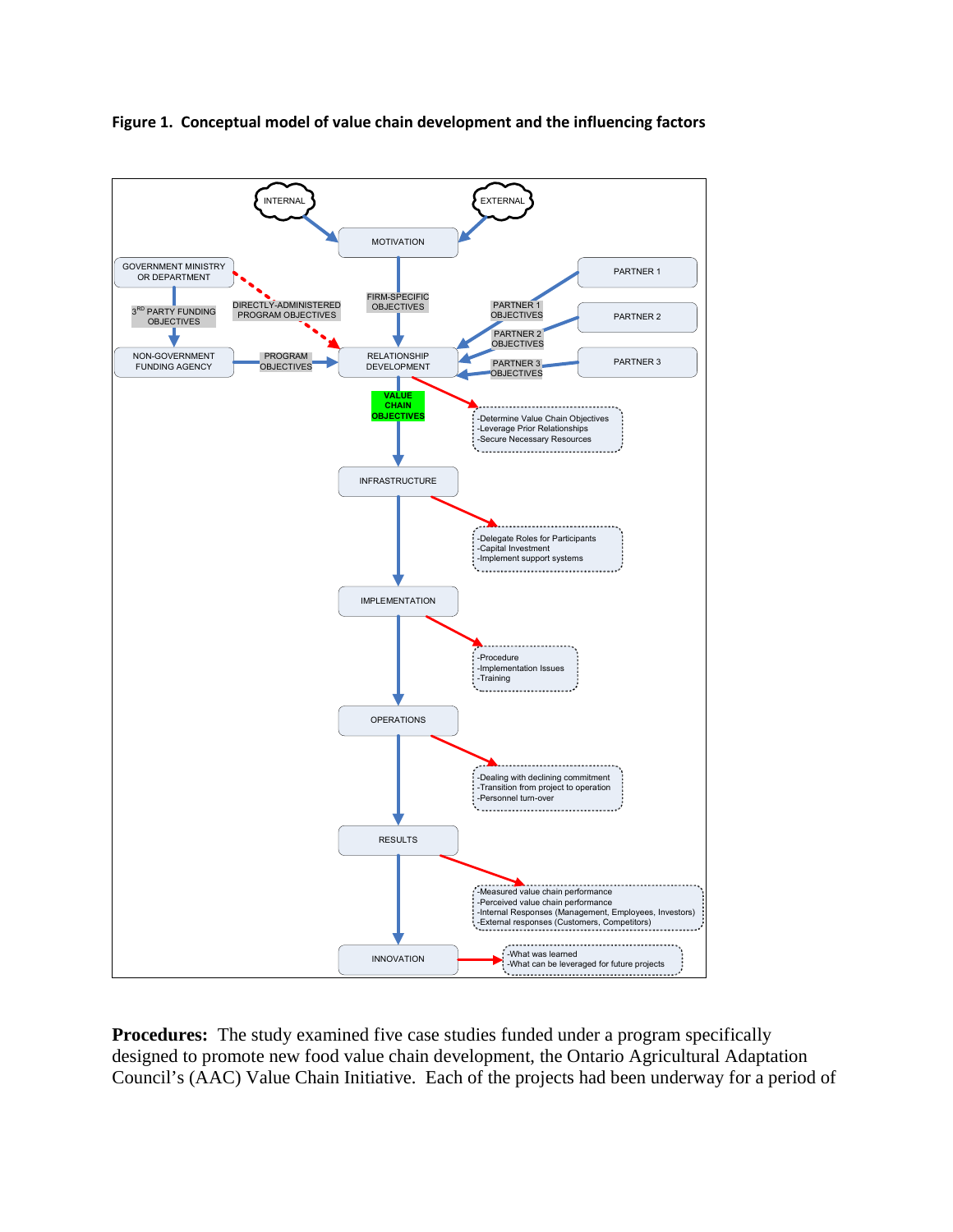**Figure 1. Conceptual model of value chain development and the influencing factors**

**Procedures:** The study examined five case studies funded under a program specifically designed to promote new food value chain development, the Ontario Agricultural Adaptation Council's (AAC) Value Chain Initiative. Each of the projects had been underway for a period of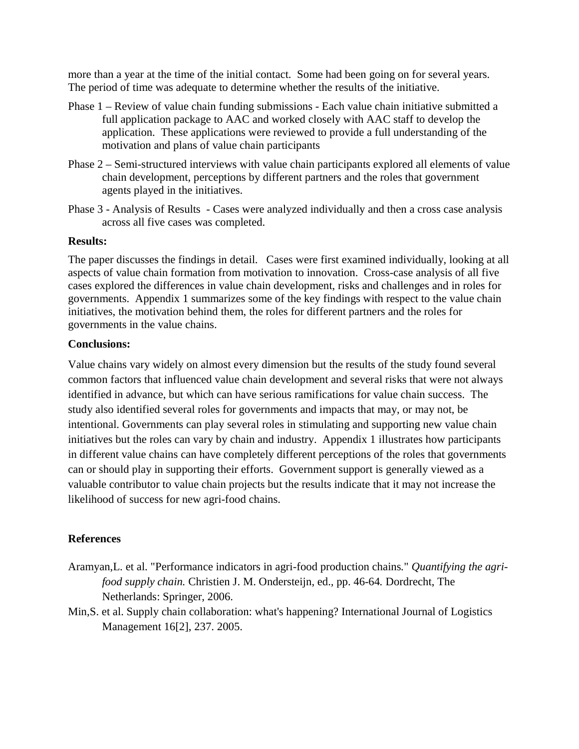more than a year at the time of the initial contact. Some had been going on for several years. The period of time was adequate to determine whether the results of the initiative.

Phase 1 – Review of value chain funding submissions - Each value chain initiative submitted a full application package to AAC and worked closely with AAC staff to develop the application. These applications were reviewed to provide a full understanding of the motivation and plans of value chain participants

Phase 2 – Semi-structured interviews with value chain participants explored all elements of value chain development, perceptions by different partners and the roles that government agents played in the initiatives.

Phase 3 - Analysis of Results - Cases were analyzed individually and then a cross case analysis across all five cases was completed.

**Results:**

The paper discusses the findings in detail. Cases were first examined individually, looking at all aspects of value chain formation from motivation to innovation. Cross-case analysis of all five cases explored the differences in value chain development, risks and challenges and in roles for governments. Appendix 1 summarizes some of the key findings with respect to the value chain initiatives, the motivation behind them, the roles for different partners and the roles for governments in the value chains.

**Conclusions:**

Value chains vary widely on almost every dimension but the results of the study found several common factors that influenced value chain development and several risks that were not always identified in advance, but which can have serious ramifications for value chain success. The study also identified several roles for governments and impacts that may, or may not, be intentional. Governments can play several roles in stimulating and supporting new value chain initiatives but the roles can vary by chain and industry. Appendix 1 illustrates how participants in different value chains can have completely different perceptions of the roles that governments can or should play in supporting their efforts. Government support is generally viewed as a valuable contributor to value chain projects but the results indicate that it may not increase the likelihood of success for new agri-food chains.

**References**

Aramyan,L. et al. "Performance indicators in agri-food production chains." *Quantifying the agri-food supply chain.* Christien J. M. Ondersteijn, ed., pp. 46-64*.* Dordrecht, The Netherlands: Springer, 2006.

Min,S. et al. Supply chain collaboration: what's happening? International Journal of Logistics Management 16[2], 237. 2005.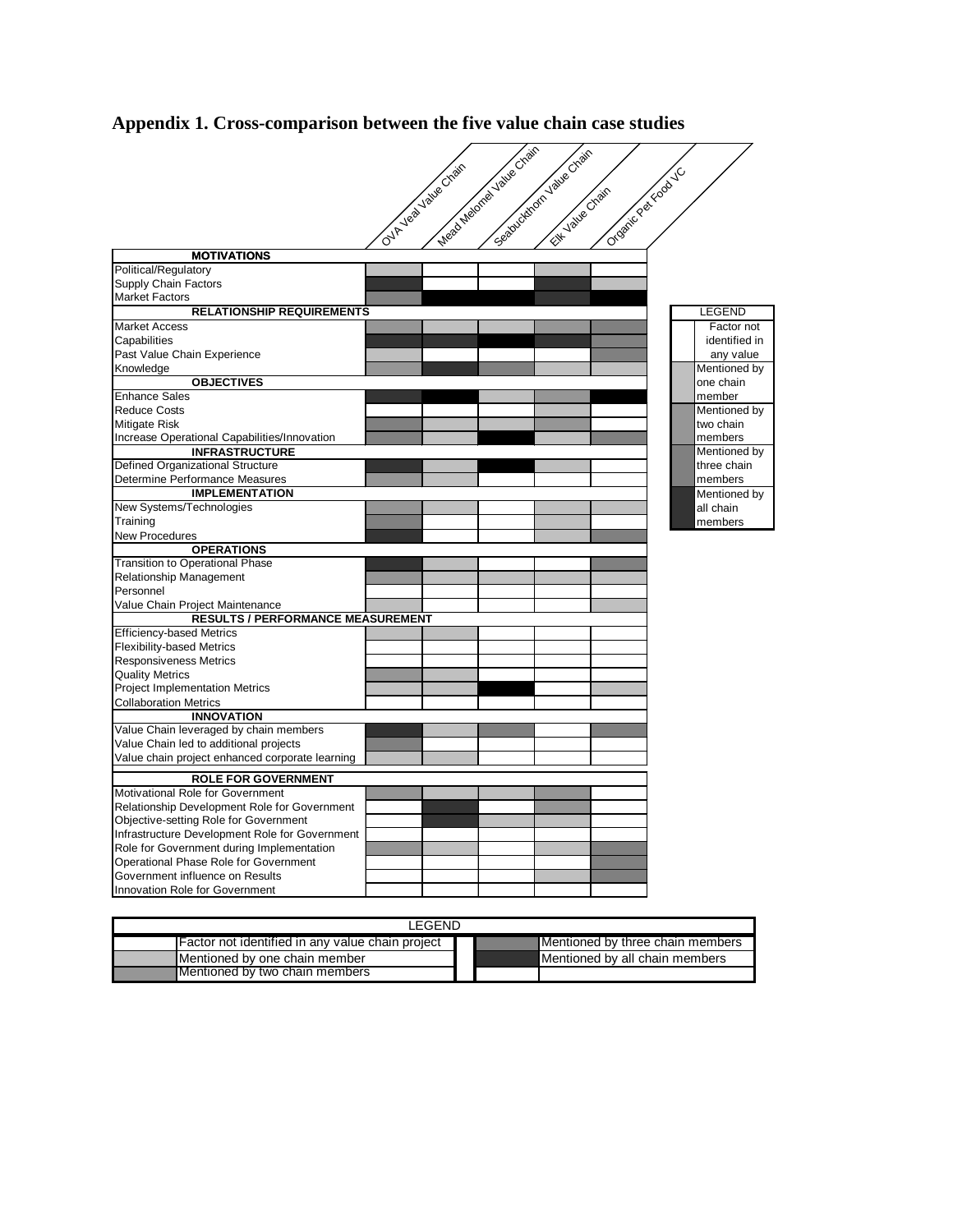# Appendix 1. Cross-comparison between the five value chain case studies

Cell shading is transcribed using the legend: blank = factor not identified; 1 = mentioned by one chain member; 2 = mentioned by two chain members; 3 = mentioned by three chain members; All = mentioned by all chain members. "Black" marks solid black cells, which the legend does not define.

| | OVA Veal Value Chain | Mead Melomel Value Chain | Seabuckthorn Value Chain | Elk Value Chain | Organic Pet Food VC |
|---|---|---|---|---|---|
| **MOTIVATIONS** | | | | | |
| Political/Regulatory | 1 | | | 1 | |
| Supply Chain Factors | All | | | All | 1 |
| Market Factors | 3 | Black | Black | All | Black |
| **RELATIONSHIP REQUIREMENTS** | | | | | |
| Market Access | 2 | 1 | 1 | 3 | 3 |
| Capabilities | All | All | Black | All | 3 |
| Past Value Chain Experience | 1 | | | | 3 |
| Knowledge | 2 | All | 3 | 1 | 1 |
| **OBJECTIVES** | | | | | |
| Enhance Sales | All | Black | 1 | 2 | Black |
| Reduce Costs | | | | 1 | |
| Mitigate Risk | 3 | 1 | 1 | 2 | |
| Increase Operational Capabilities/Innovation | 3 | 1 | Black | 1 | 3 |
| **INFRASTRUCTURE** | | | | | |
| Defined Organizational Structure | All | 1 | Black | 1 | |
| Determine Performance Measures | 2 | 1 | | | |
| **IMPLEMENTATION** | | | | | |
| New Systems/Technologies | 2 | 1 | | 1 | 1 |
| Training | 3 | | | 1 | |
| New Procedures | All | | | 1 | 3 |
| **OPERATIONS** | | | | | |
| Transition to Operational Phase | All | 1 | | | 3 |
| Relationship Management | 2 | 1 | 1 | 1 | 1 |
| Personnel | | | | | |
| Value Chain Project Maintenance | 1 | | | | 1 |
| **RESULTS / PERFORMANCE MEASUREMENT** | | | | | |
| Efficiency-based Metrics | 1 | 1 | | | |
| Flexibility-based Metrics | | | | | |
| Responsiveness Metrics | | | | | |
| Quality Metrics | 2 | 1 | | | |
| Project Implementation Metrics | 1 | 1 | Black | | 1 |
| Collaboration Metrics | | | | | |
| **INNOVATION** | | | | | |
| Value Chain leveraged by chain members | All | 1 | 3 | | 3 |
| Value Chain led to additional projects | 3 | | | | |
| Value chain project enhanced corporate learning | 1 | 1 | | | |
| **ROLE FOR GOVERNMENT** | | | | | |
| Motivational Role for Government | 2 | 1 | 1 | 2 | |
| Relationship Development Role for Government | | All | | 2 | |
| Objective-setting Role for Government | | All | 1 | 1 | |
| Infrastructure Development Role for Government | | | | | |
| Role for Government during Implementation | 2 | 1 | | 1 | 3 |
| Operational Phase Role for Government | | | | | 3 |
| Government influence on Results | | | | 1 | 3 |
| Innovation Role for Government | | | | | |

**LEGEND**

| Shading | Meaning |
|---|---|
| (blank/white) | Factor not identified in any value chain project |
| 1 | Mentioned by one chain member |
| 2 | Mentioned by two chain members |
| 3 | Mentioned by three chain members |
| All | Mentioned by all chain members |